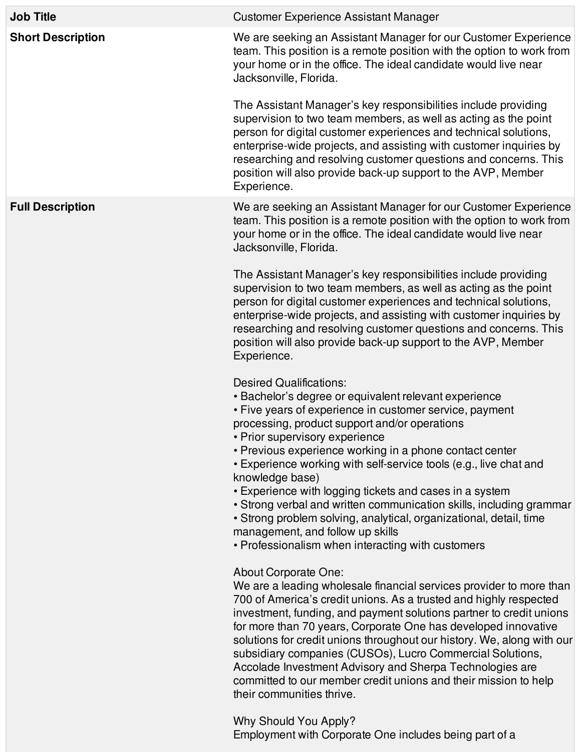| Field | Content |
| --- | --- |
| **Job Title** | Customer Experience Assistant Manager |
| **Short Description** | We are seeking an Assistant Manager for our Customer Experience team. This position is a remote position with the option to work from your home or in the office. The ideal candidate would live near Jacksonville, Florida.<br><br>The Assistant Manager's key responsibilities include providing supervision to two team members, as well as acting as the point person for digital customer experiences and technical solutions, enterprise-wide projects, and assisting with customer inquiries by researching and resolving customer questions and concerns. This position will also provide back-up support to the AVP, Member Experience. |
| **Full Description** | We are seeking an Assistant Manager for our Customer Experience team. This position is a remote position with the option to work from your home or in the office. The ideal candidate would live near Jacksonville, Florida.<br><br>The Assistant Manager's key responsibilities include providing supervision to two team members, as well as acting as the point person for digital customer experiences and technical solutions, enterprise-wide projects, and assisting with customer inquiries by researching and resolving customer questions and concerns. This position will also provide back-up support to the AVP, Member Experience.<br><br>Desired Qualifications:<br>• Bachelor's degree or equivalent relevant experience<br>• Five years of experience in customer service, payment processing, product support and/or operations<br>• Prior supervisory experience<br>• Previous experience working in a phone contact center<br>• Experience working with self-service tools (e.g., live chat and knowledge base)<br>• Experience with logging tickets and cases in a system<br>• Strong verbal and written communication skills, including grammar<br>• Strong problem solving, analytical, organizational, detail, time management, and follow up skills<br>• Professionalism when interacting with customers<br><br>About Corporate One:<br>We are a leading wholesale financial services provider to more than 700 of America's credit unions. As a trusted and highly respected investment, funding, and payment solutions partner to credit unions for more than 70 years, Corporate One has developed innovative solutions for credit unions throughout our history. We, along with our subsidiary companies (CUSOs), Lucro Commercial Solutions, Accolade Investment Advisory and Sherpa Technologies are committed to our member credit unions and their mission to help their communities thrive.<br><br>Why Should You Apply?<br>Employment with Corporate One includes being part of a |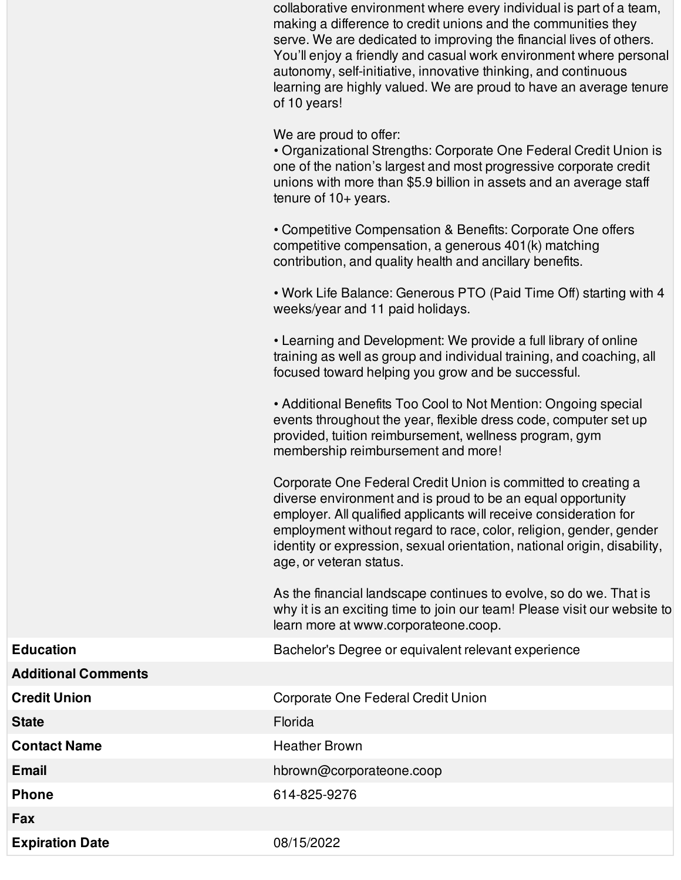| | |
|---|---|
| | collaborative environment where every individual is part of a team, making a difference to credit unions and the communities they serve. We are dedicated to improving the financial lives of others. You'll enjoy a friendly and casual work environment where personal autonomy, self-initiative, innovative thinking, and continuous learning are highly valued. We are proud to have an average tenure of 10 years!<br><br>We are proud to offer:<br>• Organizational Strengths: Corporate One Federal Credit Union is one of the nation's largest and most progressive corporate credit unions with more than $5.9 billion in assets and an average staff tenure of 10+ years.<br><br>• Competitive Compensation & Benefits: Corporate One offers competitive compensation, a generous 401(k) matching contribution, and quality health and ancillary benefits.<br><br>• Work Life Balance: Generous PTO (Paid Time Off) starting with 4 weeks/year and 11 paid holidays.<br><br>• Learning and Development: We provide a full library of online training as well as group and individual training, and coaching, all focused toward helping you grow and be successful.<br><br>• Additional Benefits Too Cool to Not Mention: Ongoing special events throughout the year, flexible dress code, computer set up provided, tuition reimbursement, wellness program, gym membership reimbursement and more!<br><br>Corporate One Federal Credit Union is committed to creating a diverse environment and is proud to be an equal opportunity employer. All qualified applicants will receive consideration for employment without regard to race, color, religion, gender, gender identity or expression, sexual orientation, national origin, disability, age, or veteran status.<br><br>As the financial landscape continues to evolve, so do we. That is why it is an exciting time to join our team! Please visit our website to learn more at www.corporateone.coop. |
| **Education** | Bachelor's Degree or equivalent relevant experience |
| **Additional Comments** | |
| **Credit Union** | Corporate One Federal Credit Union |
| **State** | Florida |
| **Contact Name** | Heather Brown |
| **Email** | hbrown@corporateone.coop |
| **Phone** | 614-825-9276 |
| **Fax** | |
| **Expiration Date** | 08/15/2022 |